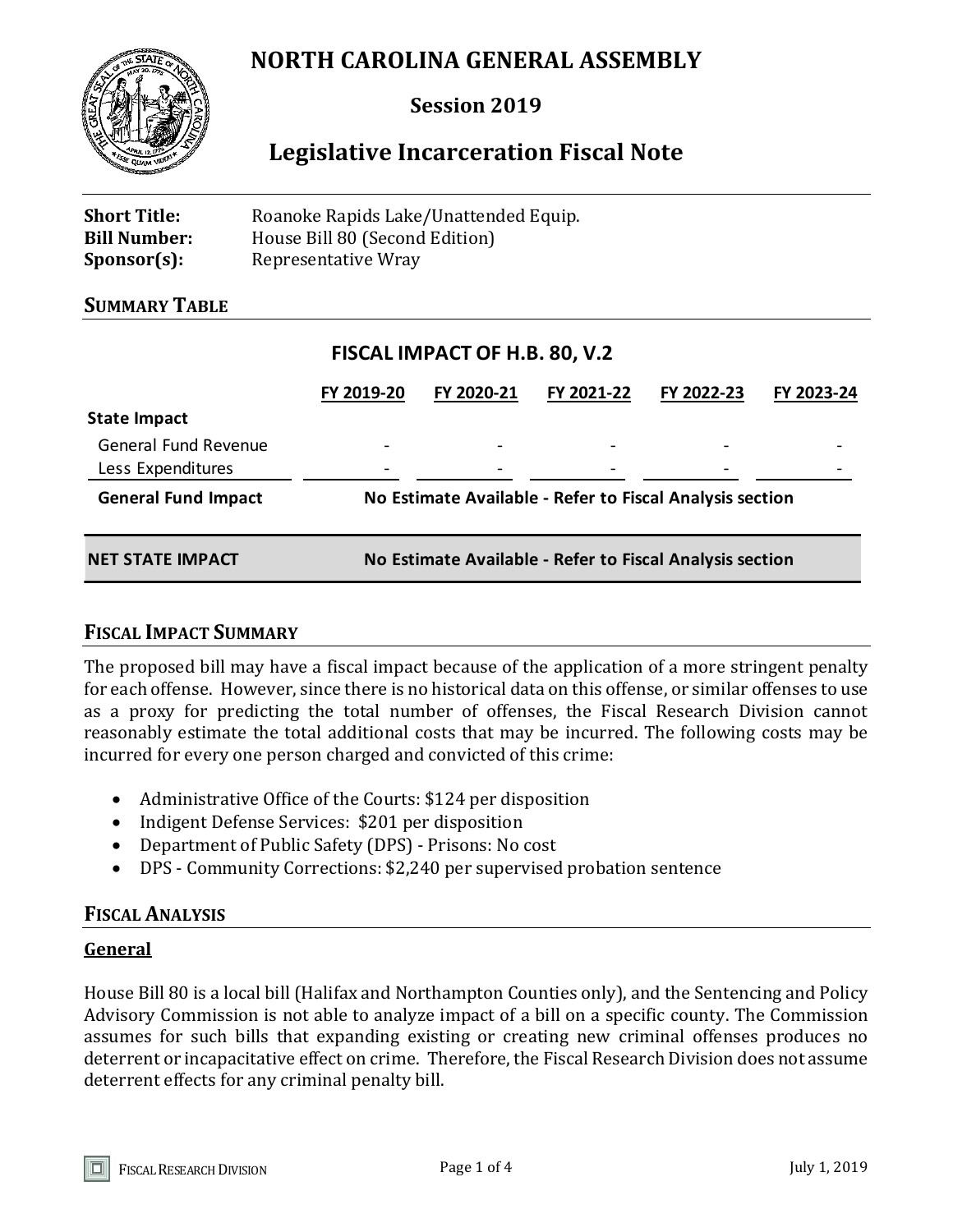# NORTH CAROLINA GENERAL ASSEMBLY

**Session 2019**

## Legislative Incarceration Fiscal Note

| | |
|---|---|
| **Short Title:** | Roanoke Rapids Lake/Unattended Equip. |
| **Bill Number:** | House Bill 80 (Second Edition) |
| **Sponsor(s):** | Representative Wray |

### SUMMARY TABLE

**FISCAL IMPACT OF H.B. 80, V.2**

| | FY 2019-20 | FY 2020-21 | FY 2021-22 | FY 2022-23 | FY 2023-24 |
|---|---|---|---|---|---|
| **State Impact** | | | | | |
| General Fund Revenue | - | - | - | - | - |
| Less Expenditures | - | - | - | - | - |
| **General Fund Impact** | **No Estimate Available - Refer to Fiscal Analysis section** | | | | |
| **NET STATE IMPACT** | **No Estimate Available - Refer to Fiscal Analysis section** | | | | |

### FISCAL IMPACT SUMMARY

The proposed bill may have a fiscal impact because of the application of a more stringent penalty for each offense. However, since there is no historical data on this offense, or similar offenses to use as a proxy for predicting the total number of offenses, the Fiscal Research Division cannot reasonably estimate the total additional costs that may be incurred. The following costs may be incurred for every one person charged and convicted of this crime:

- Administrative Office of the Courts: $124 per disposition
- Indigent Defense Services: $201 per disposition
- Department of Public Safety (DPS) - Prisons: No cost
- DPS - Community Corrections: $2,240 per supervised probation sentence

### FISCAL ANALYSIS

#### General

House Bill 80 is a local bill (Halifax and Northampton Counties only), and the Sentencing and Policy Advisory Commission is not able to analyze impact of a bill on a specific county. The Commission assumes for such bills that expanding existing or creating new criminal offenses produces no deterrent or incapacitative effect on crime. Therefore, the Fiscal Research Division does not assume deterrent effects for any criminal penalty bill.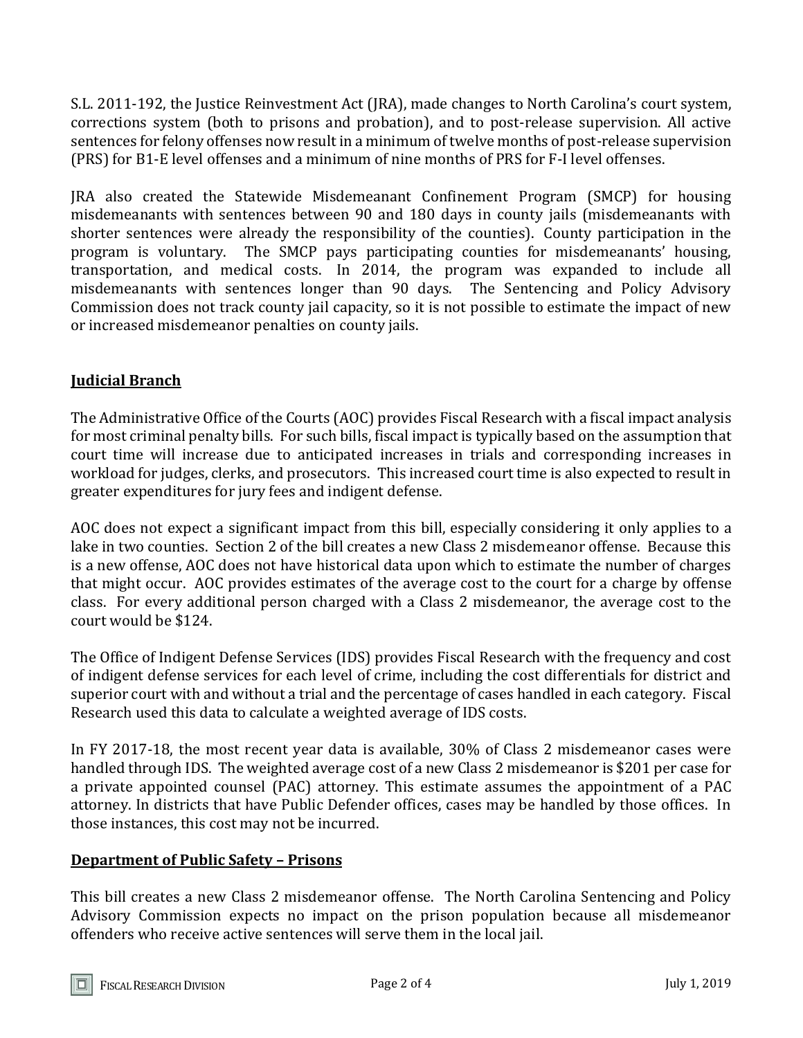S.L. 2011-192, the Justice Reinvestment Act (JRA), made changes to North Carolina's court system, corrections system (both to prisons and probation), and to post-release supervision. All active sentences for felony offenses now result in a minimum of twelve months of post-release supervision (PRS) for B1-E level offenses and a minimum of nine months of PRS for F-I level offenses.

JRA also created the Statewide Misdemeanant Confinement Program (SMCP) for housing misdemeanants with sentences between 90 and 180 days in county jails (misdemeanants with shorter sentences were already the responsibility of the counties). County participation in the program is voluntary. The SMCP pays participating counties for misdemeanants' housing, transportation, and medical costs. In 2014, the program was expanded to include all misdemeanants with sentences longer than 90 days. The Sentencing and Policy Advisory Commission does not track county jail capacity, so it is not possible to estimate the impact of new or increased misdemeanor penalties on county jails.

## Judicial Branch

The Administrative Office of the Courts (AOC) provides Fiscal Research with a fiscal impact analysis for most criminal penalty bills. For such bills, fiscal impact is typically based on the assumption that court time will increase due to anticipated increases in trials and corresponding increases in workload for judges, clerks, and prosecutors. This increased court time is also expected to result in greater expenditures for jury fees and indigent defense.

AOC does not expect a significant impact from this bill, especially considering it only applies to a lake in two counties. Section 2 of the bill creates a new Class 2 misdemeanor offense. Because this is a new offense, AOC does not have historical data upon which to estimate the number of charges that might occur. AOC provides estimates of the average cost to the court for a charge by offense class. For every additional person charged with a Class 2 misdemeanor, the average cost to the court would be $124.

The Office of Indigent Defense Services (IDS) provides Fiscal Research with the frequency and cost of indigent defense services for each level of crime, including the cost differentials for district and superior court with and without a trial and the percentage of cases handled in each category. Fiscal Research used this data to calculate a weighted average of IDS costs.

In FY 2017-18, the most recent year data is available, 30% of Class 2 misdemeanor cases were handled through IDS. The weighted average cost of a new Class 2 misdemeanor is $201 per case for a private appointed counsel (PAC) attorney. This estimate assumes the appointment of a PAC attorney. In districts that have Public Defender offices, cases may be handled by those offices. In those instances, this cost may not be incurred.

## Department of Public Safety – Prisons

This bill creates a new Class 2 misdemeanor offense. The North Carolina Sentencing and Policy Advisory Commission expects no impact on the prison population because all misdemeanor offenders who receive active sentences will serve them in the local jail.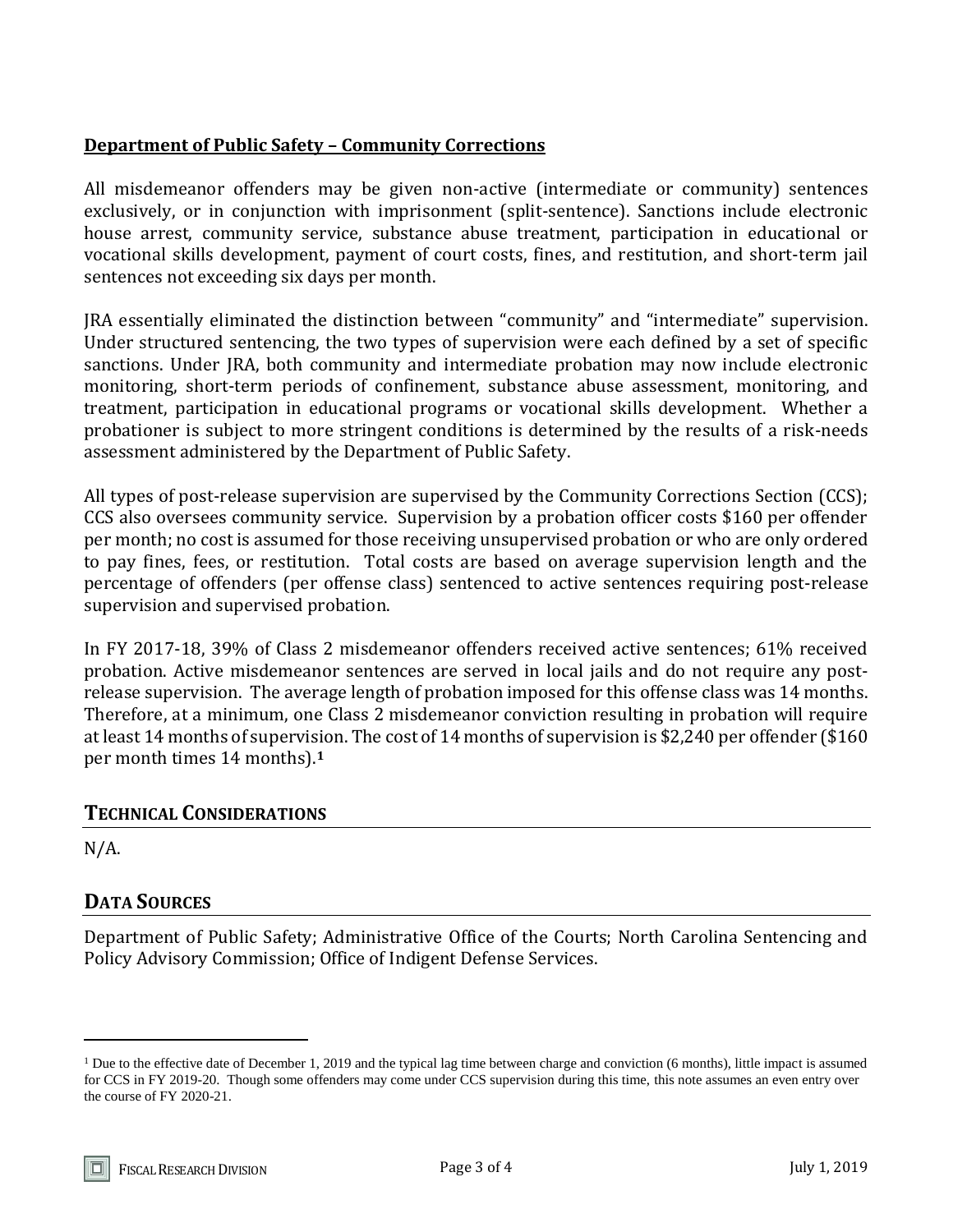**Department of Public Safety – Community Corrections**

All misdemeanor offenders may be given non-active (intermediate or community) sentences exclusively, or in conjunction with imprisonment (split-sentence). Sanctions include electronic house arrest, community service, substance abuse treatment, participation in educational or vocational skills development, payment of court costs, fines, and restitution, and short-term jail sentences not exceeding six days per month.

JRA essentially eliminated the distinction between "community" and "intermediate" supervision. Under structured sentencing, the two types of supervision were each defined by a set of specific sanctions. Under JRA, both community and intermediate probation may now include electronic monitoring, short-term periods of confinement, substance abuse assessment, monitoring, and treatment, participation in educational programs or vocational skills development. Whether a probationer is subject to more stringent conditions is determined by the results of a risk-needs assessment administered by the Department of Public Safety.

All types of post-release supervision are supervised by the Community Corrections Section (CCS); CCS also oversees community service. Supervision by a probation officer costs $160 per offender per month; no cost is assumed for those receiving unsupervised probation or who are only ordered to pay fines, fees, or restitution. Total costs are based on average supervision length and the percentage of offenders (per offense class) sentenced to active sentences requiring post-release supervision and supervised probation.

In FY 2017-18, 39% of Class 2 misdemeanor offenders received active sentences; 61% received probation. Active misdemeanor sentences are served in local jails and do not require any post-release supervision. The average length of probation imposed for this offense class was 14 months. Therefore, at a minimum, one Class 2 misdemeanor conviction resulting in probation will require at least 14 months of supervision. The cost of 14 months of supervision is $2,240 per offender ($160 per month times 14 months).[1]

## TECHNICAL CONSIDERATIONS

N/A.

## DATA SOURCES

Department of Public Safety; Administrative Office of the Courts; North Carolina Sentencing and Policy Advisory Commission; Office of Indigent Defense Services.

[1] Due to the effective date of December 1, 2019 and the typical lag time between charge and conviction (6 months), little impact is assumed for CCS in FY 2019-20. Though some offenders may come under CCS supervision during this time, this note assumes an even entry over the course of FY 2020-21.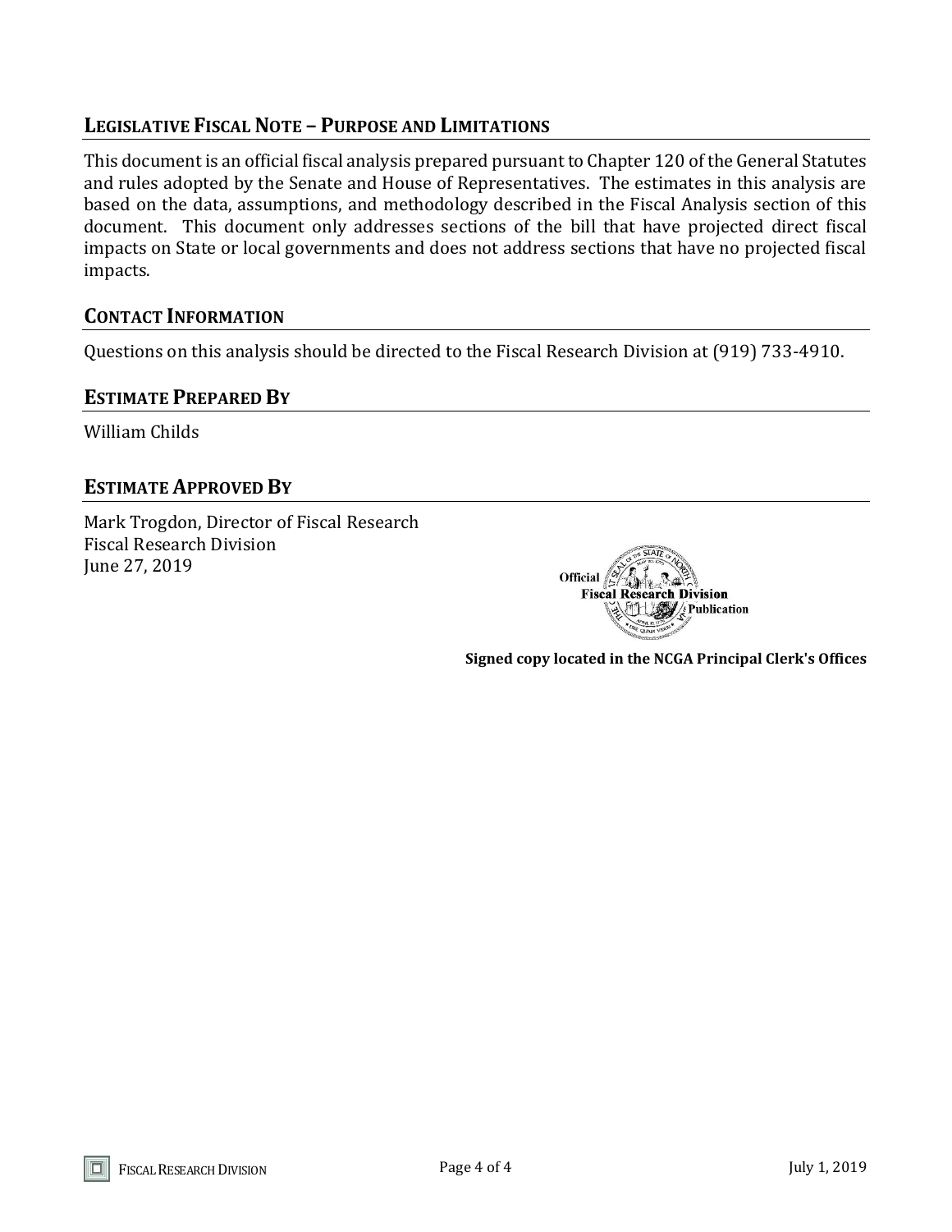## LEGISLATIVE FISCAL NOTE – PURPOSE AND LIMITATIONS

This document is an official fiscal analysis prepared pursuant to Chapter 120 of the General Statutes and rules adopted by the Senate and House of Representatives. The estimates in this analysis are based on the data, assumptions, and methodology described in the Fiscal Analysis section of this document. This document only addresses sections of the bill that have projected direct fiscal impacts on State or local governments and does not address sections that have no projected fiscal impacts.

## CONTACT INFORMATION

Questions on this analysis should be directed to the Fiscal Research Division at (919) 733-4910.

## ESTIMATE PREPARED BY

William Childs

## ESTIMATE APPROVED BY

Mark Trogdon, Director of Fiscal Research
Fiscal Research Division
June 27, 2019

Official Fiscal Research Division Publication

**Signed copy located in the NCGA Principal Clerk's Offices**